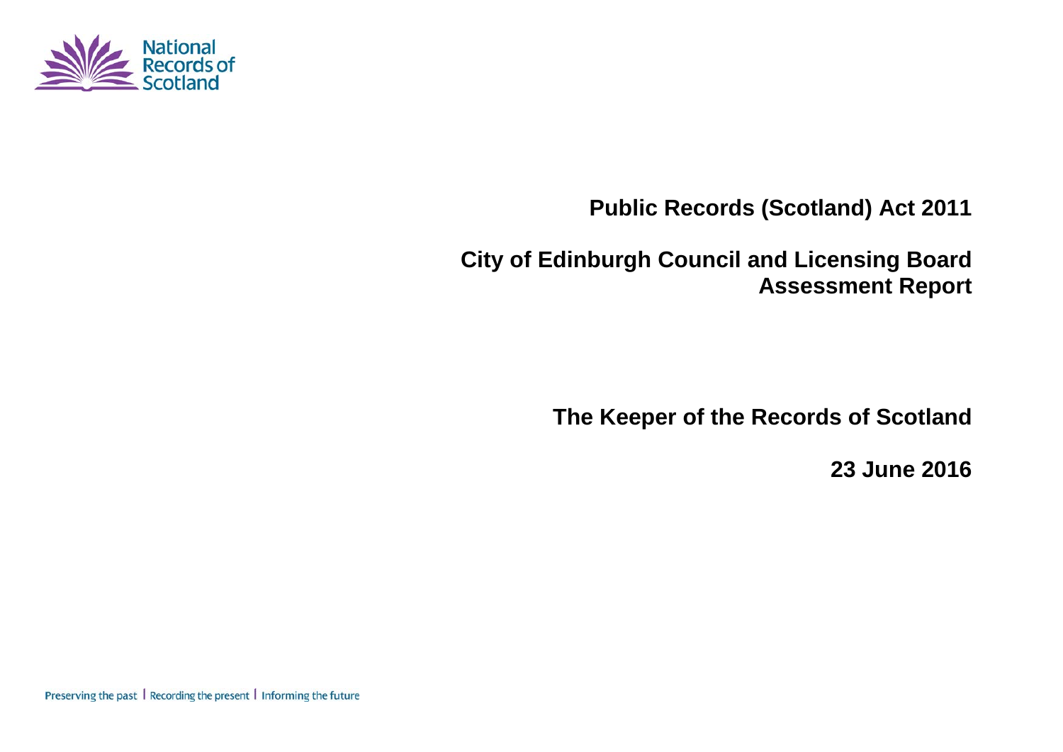National Records of Scotland

# Public Records (Scotland) Act 2011

# City of Edinburgh Council and Licensing Board Assessment Report

## The Keeper of the Records of Scotland

## 23 June 2016

Preserving the past | Recording the present | Informing the future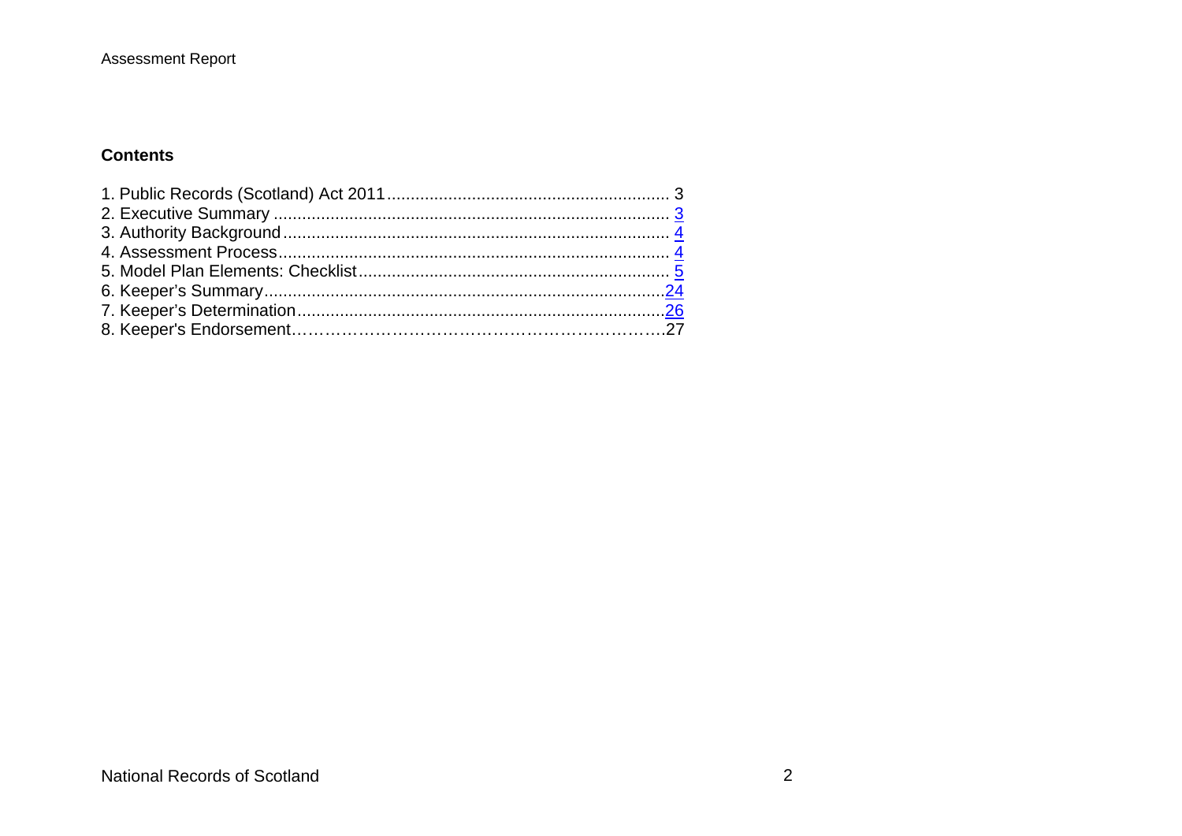## Contents

1. Public Records (Scotland) Act 2011 ........................................................... 3
2. Executive Summary ................................................................................... 3
3. Authority Background ................................................................................ 4
4. Assessment Process ................................................................................. 4
5. Model Plan Elements: Checklist ................................................................. 5
6. Keeper's Summary ....................................................................................24
7. Keeper's Determination ............................................................................26
8. Keeper's Endorsement…………………………………………………………27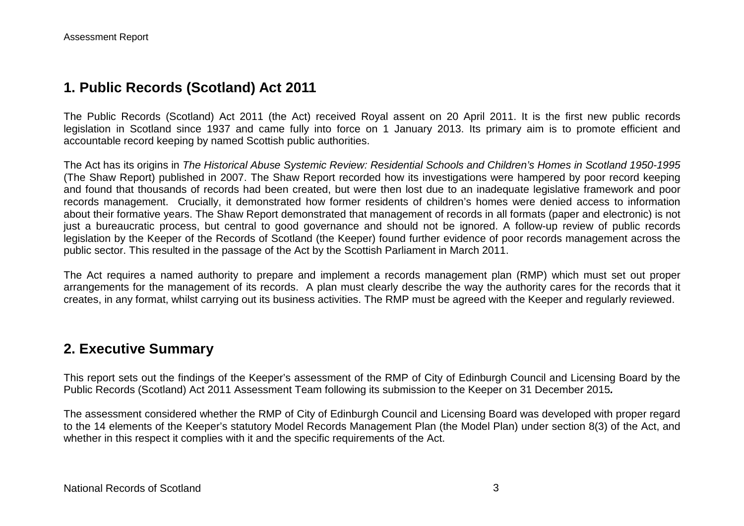## 1. Public Records (Scotland) Act 2011

The Public Records (Scotland) Act 2011 (the Act) received Royal assent on 20 April 2011. It is the first new public records legislation in Scotland since 1937 and came fully into force on 1 January 2013. Its primary aim is to promote efficient and accountable record keeping by named Scottish public authorities.

The Act has its origins in *The Historical Abuse Systemic Review: Residential Schools and Children's Homes in Scotland 1950-1995* (The Shaw Report) published in 2007. The Shaw Report recorded how its investigations were hampered by poor record keeping and found that thousands of records had been created, but were then lost due to an inadequate legislative framework and poor records management. Crucially, it demonstrated how former residents of children's homes were denied access to information about their formative years. The Shaw Report demonstrated that management of records in all formats (paper and electronic) is not just a bureaucratic process, but central to good governance and should not be ignored. A follow-up review of public records legislation by the Keeper of the Records of Scotland (the Keeper) found further evidence of poor records management across the public sector. This resulted in the passage of the Act by the Scottish Parliament in March 2011.

The Act requires a named authority to prepare and implement a records management plan (RMP) which must set out proper arrangements for the management of its records. A plan must clearly describe the way the authority cares for the records that it creates, in any format, whilst carrying out its business activities. The RMP must be agreed with the Keeper and regularly reviewed.

## 2. Executive Summary

This report sets out the findings of the Keeper's assessment of the RMP of City of Edinburgh Council and Licensing Board by the Public Records (Scotland) Act 2011 Assessment Team following its submission to the Keeper on 31 December 2015***.***

The assessment considered whether the RMP of City of Edinburgh Council and Licensing Board was developed with proper regard to the 14 elements of the Keeper's statutory Model Records Management Plan (the Model Plan) under section 8(3) of the Act, and whether in this respect it complies with it and the specific requirements of the Act.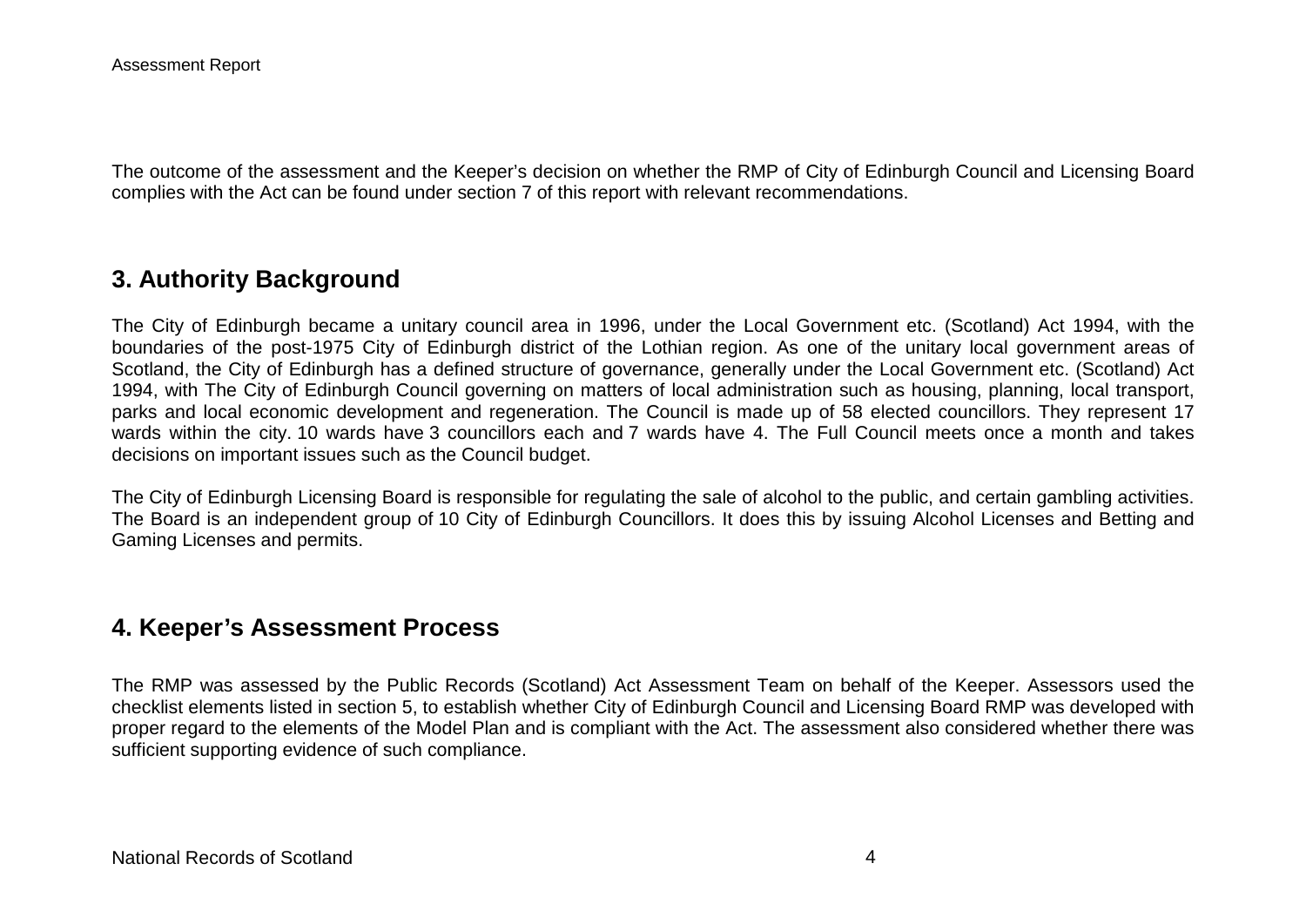The outcome of the assessment and the Keeper's decision on whether the RMP of City of Edinburgh Council and Licensing Board complies with the Act can be found under section 7 of this report with relevant recommendations.

## 3. Authority Background

The City of Edinburgh became a unitary council area in 1996, under the Local Government etc. (Scotland) Act 1994, with the boundaries of the post-1975 City of Edinburgh district of the Lothian region. As one of the unitary local government areas of Scotland, the City of Edinburgh has a defined structure of governance, generally under the Local Government etc. (Scotland) Act 1994, with The City of Edinburgh Council governing on matters of local administration such as housing, planning, local transport, parks and local economic development and regeneration. The Council is made up of 58 elected councillors. They represent 17 wards within the city. 10 wards have 3 councillors each and 7 wards have 4. The Full Council meets once a month and takes decisions on important issues such as the Council budget.

The City of Edinburgh Licensing Board is responsible for regulating the sale of alcohol to the public, and certain gambling activities. The Board is an independent group of 10 City of Edinburgh Councillors. It does this by issuing Alcohol Licenses and Betting and Gaming Licenses and permits.

## 4. Keeper's Assessment Process

The RMP was assessed by the Public Records (Scotland) Act Assessment Team on behalf of the Keeper. Assessors used the checklist elements listed in section 5, to establish whether City of Edinburgh Council and Licensing Board RMP was developed with proper regard to the elements of the Model Plan and is compliant with the Act. The assessment also considered whether there was sufficient supporting evidence of such compliance.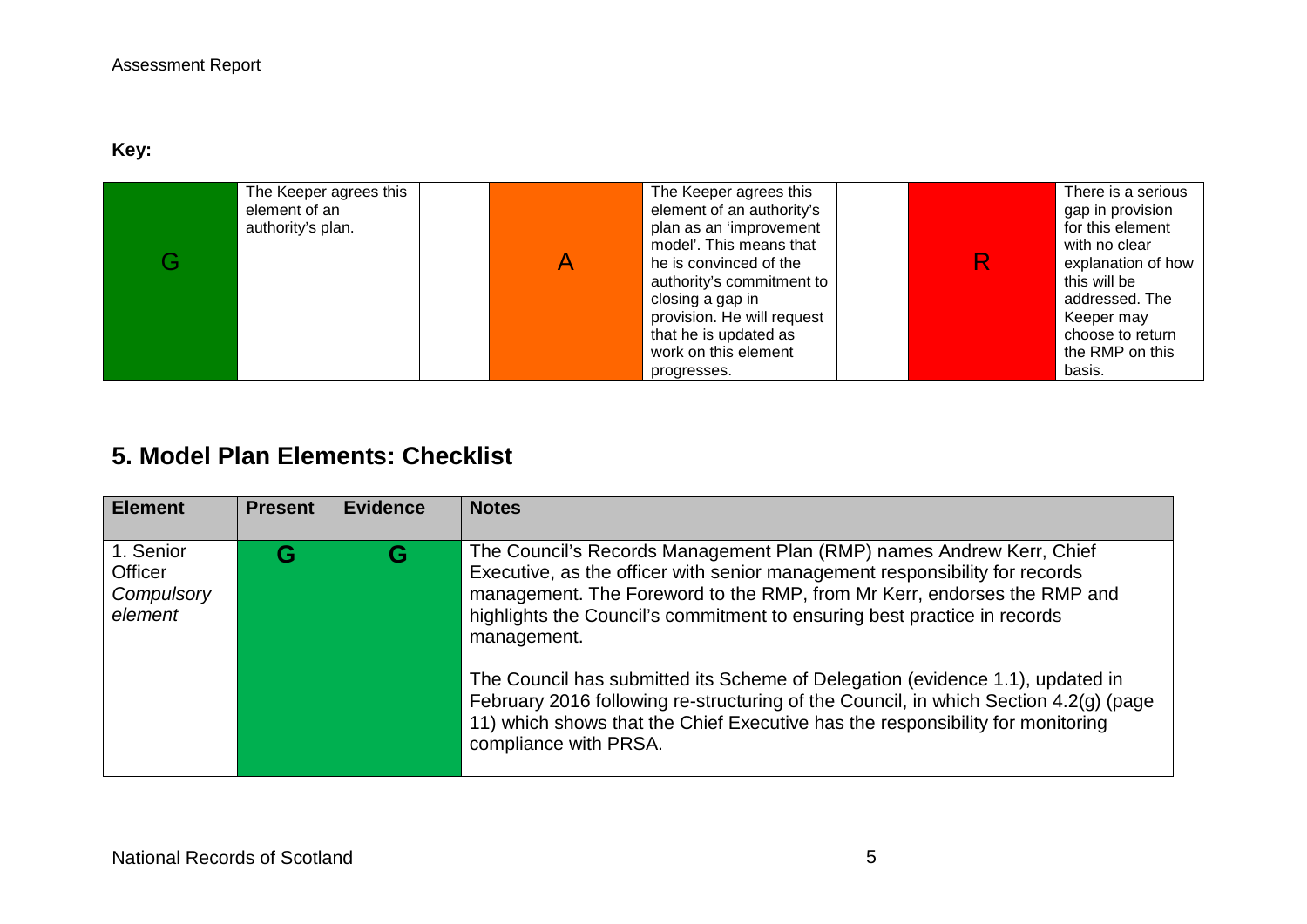**Key:**

| | | | | | | |
|---|---|---|---|---|---|---|
| G | The Keeper agrees this element of an authority's plan. | | A | The Keeper agrees this element of an authority's plan as an 'improvement model'. This means that he is convinced of the authority's commitment to closing a gap in provision. He will request that he is updated as work on this element progresses. | | R | There is a serious gap in provision for this element with no clear explanation of how this will be addressed. The Keeper may choose to return the RMP on this basis. |

## 5. Model Plan Elements: Checklist

| Element | Present | Evidence | Notes |
|---|---|---|---|
| 1. Senior Officer *Compulsory element* | **G** | **G** | The Council's Records Management Plan (RMP) names Andrew Kerr, Chief Executive, as the officer with senior management responsibility for records management. The Foreword to the RMP, from Mr Kerr, endorses the RMP and highlights the Council's commitment to ensuring best practice in records management.<br><br>The Council has submitted its Scheme of Delegation (evidence 1.1), updated in February 2016 following re-structuring of the Council, in which Section 4.2(g) (page 11) which shows that the Chief Executive has the responsibility for monitoring compliance with PRSA. |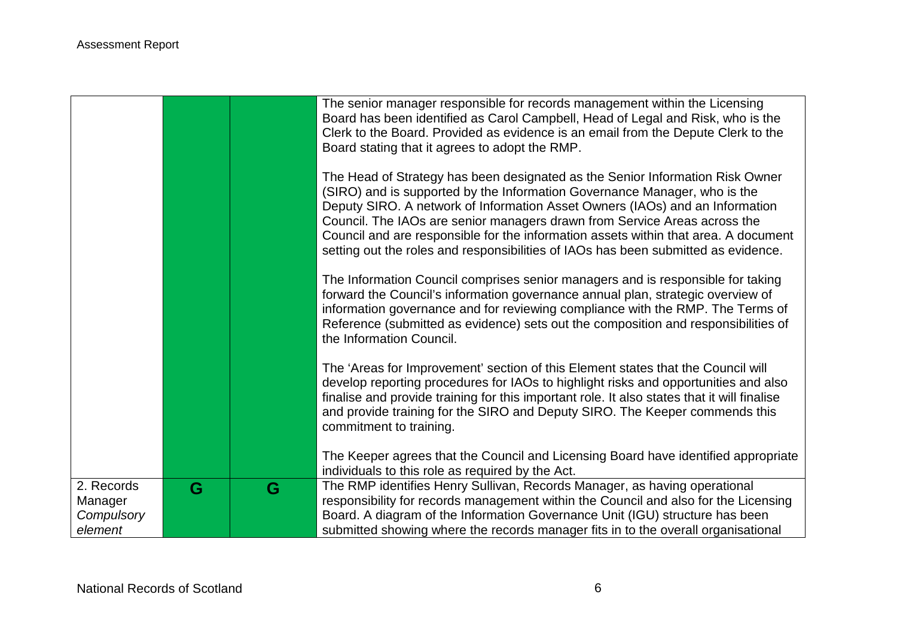| | | | |
|---|---|---|---|
| | | | The senior manager responsible for records management within the Licensing Board has been identified as Carol Campbell, Head of Legal and Risk, who is the Clerk to the Board. Provided as evidence is an email from the Depute Clerk to the Board stating that it agrees to adopt the RMP.<br><br>The Head of Strategy has been designated as the Senior Information Risk Owner (SIRO) and is supported by the Information Governance Manager, who is the Deputy SIRO. A network of Information Asset Owners (IAOs) and an Information Council. The IAOs are senior managers drawn from Service Areas across the Council and are responsible for the information assets within that area. A document setting out the roles and responsibilities of IAOs has been submitted as evidence.<br><br>The Information Council comprises senior managers and is responsible for taking forward the Council's information governance annual plan, strategic overview of information governance and for reviewing compliance with the RMP. The Terms of Reference (submitted as evidence) sets out the composition and responsibilities of the Information Council.<br><br>The 'Areas for Improvement' section of this Element states that the Council will develop reporting procedures for IAOs to highlight risks and opportunities and also finalise and provide training for this important role. It also states that it will finalise and provide training for the SIRO and Deputy SIRO. The Keeper commends this commitment to training.<br><br>The Keeper agrees that the Council and Licensing Board have identified appropriate individuals to this role as required by the Act. |
| 2. Records Manager *Compulsory element* | **G** | **G** | The RMP identifies Henry Sullivan, Records Manager, as having operational responsibility for records management within the Council and also for the Licensing Board. A diagram of the Information Governance Unit (IGU) structure has been submitted showing where the records manager fits in to the overall organisational |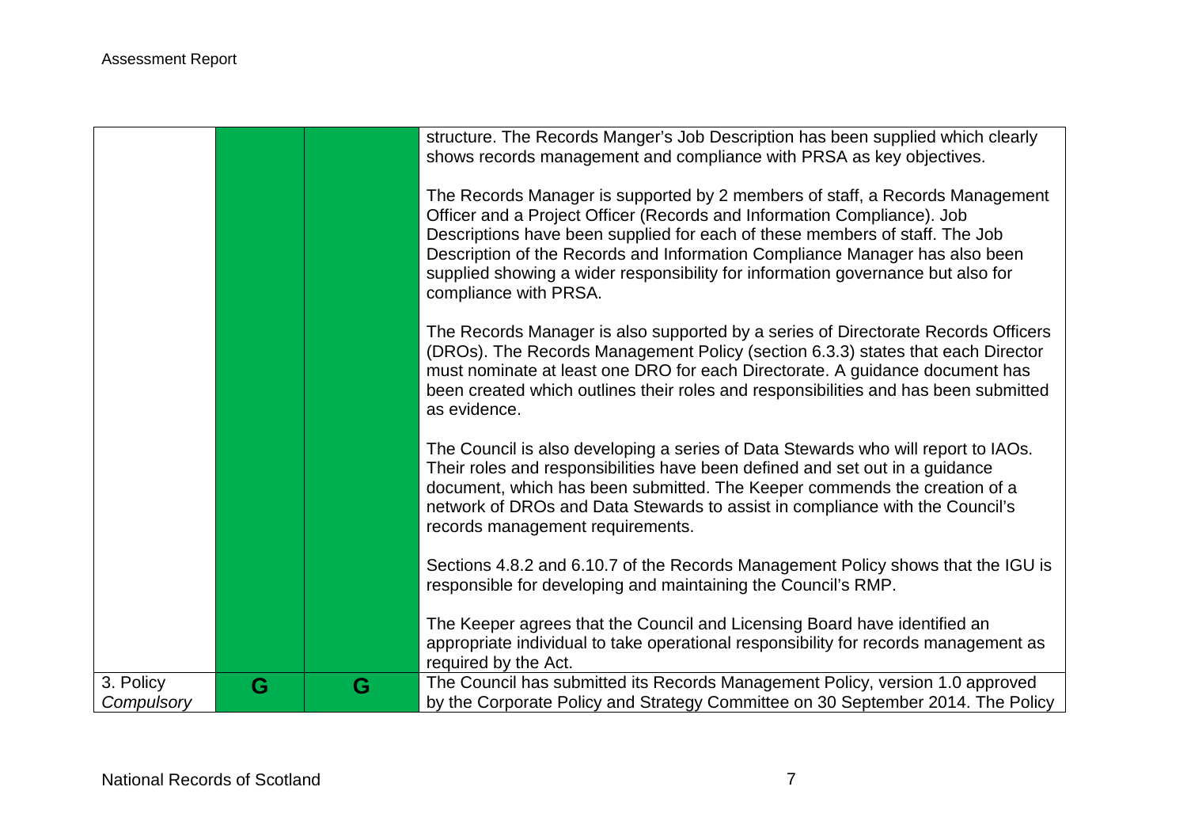| | | | |
|---|---|---|---|
| | G | G | structure. The Records Manger's Job Description has been supplied which clearly shows records management and compliance with PRSA as key objectives.<br><br>The Records Manager is supported by 2 members of staff, a Records Management Officer and a Project Officer (Records and Information Compliance). Job Descriptions have been supplied for each of these members of staff. The Job Description of the Records and Information Compliance Manager has also been supplied showing a wider responsibility for information governance but also for compliance with PRSA.<br><br>The Records Manager is also supported by a series of Directorate Records Officers (DROs). The Records Management Policy (section 6.3.3) states that each Director must nominate at least one DRO for each Directorate. A guidance document has been created which outlines their roles and responsibilities and has been submitted as evidence.<br><br>The Council is also developing a series of Data Stewards who will report to IAOs. Their roles and responsibilities have been defined and set out in a guidance document, which has been submitted. The Keeper commends the creation of a network of DROs and Data Stewards to assist in compliance with the Council's records management requirements.<br><br>Sections 4.8.2 and 6.10.7 of the Records Management Policy shows that the IGU is responsible for developing and maintaining the Council's RMP.<br><br>The Keeper agrees that the Council and Licensing Board have identified an appropriate individual to take operational responsibility for records management as required by the Act. |
| 3. Policy *Compulsory* | G | G | The Council has submitted its Records Management Policy, version 1.0 approved by the Corporate Policy and Strategy Committee on 30 September 2014. The Policy |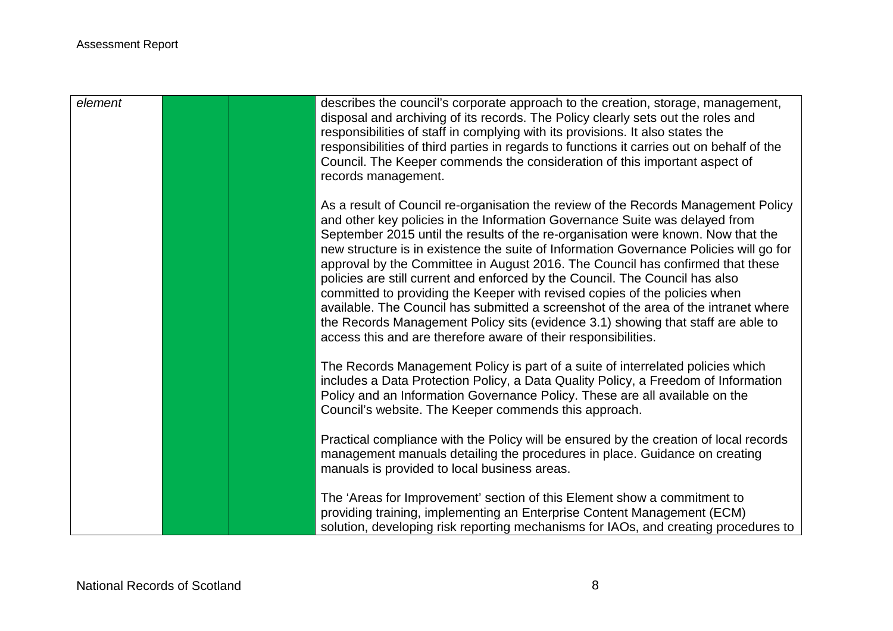| | | | |
|---|---|---|---|
| *element* | | | describes the council's corporate approach to the creation, storage, management, disposal and archiving of its records. The Policy clearly sets out the roles and responsibilities of staff in complying with its provisions. It also states the responsibilities of third parties in regards to functions it carries out on behalf of the Council. The Keeper commends the consideration of this important aspect of records management.<br><br>As a result of Council re-organisation the review of the Records Management Policy and other key policies in the Information Governance Suite was delayed from September 2015 until the results of the re-organisation were known. Now that the new structure is in existence the suite of Information Governance Policies will go for approval by the Committee in August 2016. The Council has confirmed that these policies are still current and enforced by the Council. The Council has also committed to providing the Keeper with revised copies of the policies when available. The Council has submitted a screenshot of the area of the intranet where the Records Management Policy sits (evidence 3.1) showing that staff are able to access this and are therefore aware of their responsibilities.<br><br>The Records Management Policy is part of a suite of interrelated policies which includes a Data Protection Policy, a Data Quality Policy, a Freedom of Information Policy and an Information Governance Policy. These are all available on the Council's website. The Keeper commends this approach.<br><br>Practical compliance with the Policy will be ensured by the creation of local records management manuals detailing the procedures in place. Guidance on creating manuals is provided to local business areas.<br><br>The 'Areas for Improvement' section of this Element show a commitment to providing training, implementing an Enterprise Content Management (ECM) solution, developing risk reporting mechanisms for IAOs, and creating procedures to |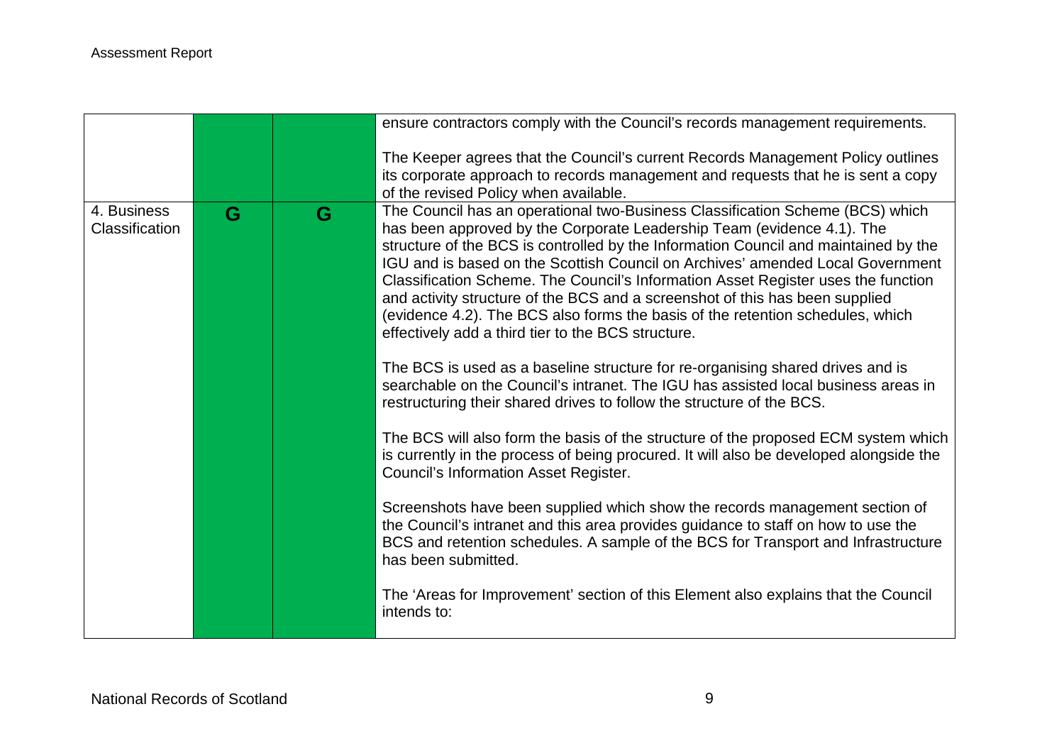| | | | |
|---|---|---|---|
| | | | ensure contractors comply with the Council's records management requirements.<br><br>The Keeper agrees that the Council's current Records Management Policy outlines its corporate approach to records management and requests that he is sent a copy of the revised Policy when available. |
| 4. Business Classification | G | G | The Council has an operational two-Business Classification Scheme (BCS) which has been approved by the Corporate Leadership Team (evidence 4.1). The structure of the BCS is controlled by the Information Council and maintained by the IGU and is based on the Scottish Council on Archives' amended Local Government Classification Scheme. The Council's Information Asset Register uses the function and activity structure of the BCS and a screenshot of this has been supplied (evidence 4.2). The BCS also forms the basis of the retention schedules, which effectively add a third tier to the BCS structure.<br><br>The BCS is used as a baseline structure for re-organising shared drives and is searchable on the Council's intranet. The IGU has assisted local business areas in restructuring their shared drives to follow the structure of the BCS.<br><br>The BCS will also form the basis of the structure of the proposed ECM system which is currently in the process of being procured. It will also be developed alongside the Council's Information Asset Register.<br><br>Screenshots have been supplied which show the records management section of the Council's intranet and this area provides guidance to staff on how to use the BCS and retention schedules. A sample of the BCS for Transport and Infrastructure has been submitted.<br><br>The 'Areas for Improvement' section of this Element also explains that the Council intends to: |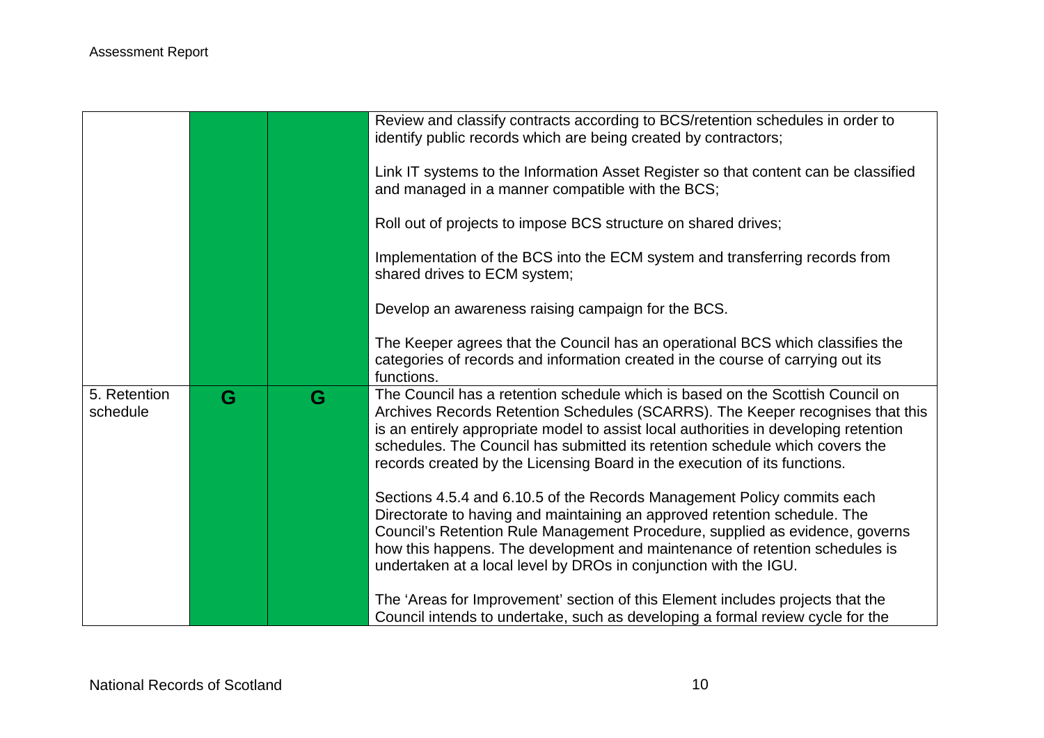| | | | |
|---|---|---|---|
| | | | Review and classify contracts according to BCS/retention schedules in order to identify public records which are being created by contractors;<br><br>Link IT systems to the Information Asset Register so that content can be classified and managed in a manner compatible with the BCS;<br><br>Roll out of projects to impose BCS structure on shared drives;<br><br>Implementation of the BCS into the ECM system and transferring records from shared drives to ECM system;<br><br>Develop an awareness raising campaign for the BCS.<br><br>The Keeper agrees that the Council has an operational BCS which classifies the categories of records and information created in the course of carrying out its functions. |
| 5. Retention schedule | G | G | The Council has a retention schedule which is based on the Scottish Council on Archives Records Retention Schedules (SCARRS). The Keeper recognises that this is an entirely appropriate model to assist local authorities in developing retention schedules. The Council has submitted its retention schedule which covers the records created by the Licensing Board in the execution of its functions.<br><br>Sections 4.5.4 and 6.10.5 of the Records Management Policy commits each Directorate to having and maintaining an approved retention schedule. The Council's Retention Rule Management Procedure, supplied as evidence, governs how this happens. The development and maintenance of retention schedules is undertaken at a local level by DROs in conjunction with the IGU.<br><br>The 'Areas for Improvement' section of this Element includes projects that the Council intends to undertake, such as developing a formal review cycle for the |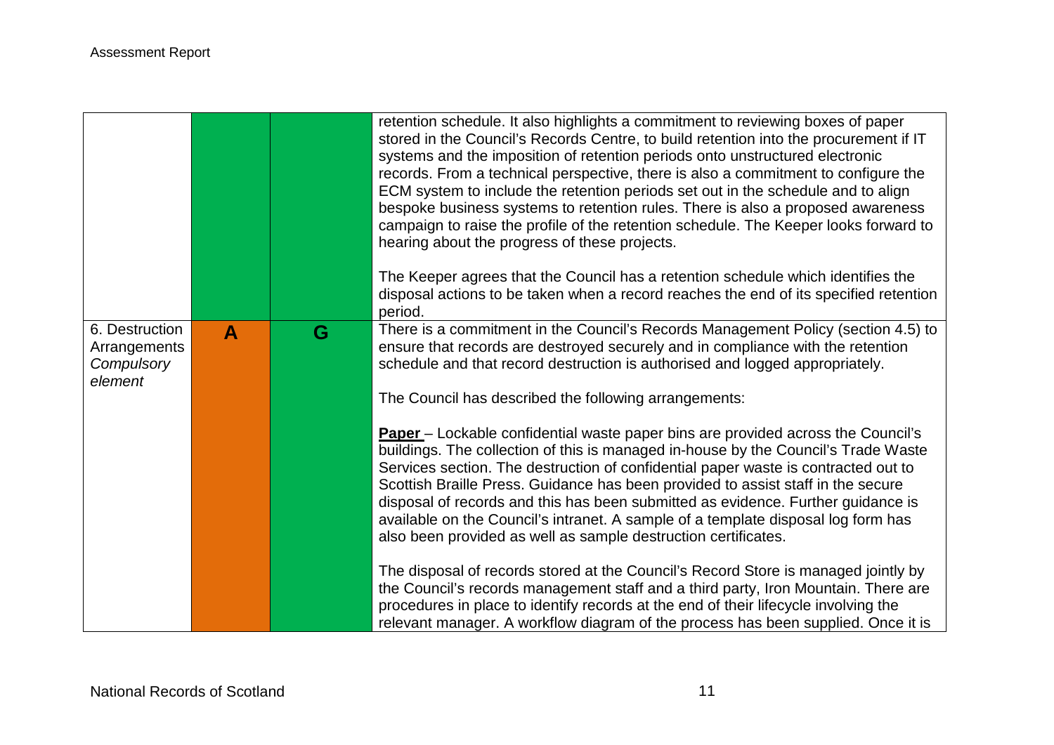| | | | |
|---|---|---|---|
| | | | retention schedule. It also highlights a commitment to reviewing boxes of paper stored in the Council's Records Centre, to build retention into the procurement if IT systems and the imposition of retention periods onto unstructured electronic records. From a technical perspective, there is also a commitment to configure the ECM system to include the retention periods set out in the schedule and to align bespoke business systems to retention rules. There is also a proposed awareness campaign to raise the profile of the retention schedule. The Keeper looks forward to hearing about the progress of these projects.<br><br>The Keeper agrees that the Council has a retention schedule which identifies the disposal actions to be taken when a record reaches the end of its specified retention period. |
| 6. Destruction Arrangements *Compulsory element* | **A** | **G** | There is a commitment in the Council's Records Management Policy (section 4.5) to ensure that records are destroyed securely and in compliance with the retention schedule and that record destruction is authorised and logged appropriately.<br><br>The Council has described the following arrangements:<br><br>**<u>Paper</u>** – Lockable confidential waste paper bins are provided across the Council's buildings. The collection of this is managed in-house by the Council's Trade Waste Services section. The destruction of confidential paper waste is contracted out to Scottish Braille Press. Guidance has been provided to assist staff in the secure disposal of records and this has been submitted as evidence. Further guidance is available on the Council's intranet. A sample of a template disposal log form has also been provided as well as sample destruction certificates.<br><br>The disposal of records stored at the Council's Record Store is managed jointly by the Council's records management staff and a third party, Iron Mountain. There are procedures in place to identify records at the end of their lifecycle involving the relevant manager. A workflow diagram of the process has been supplied. Once it is |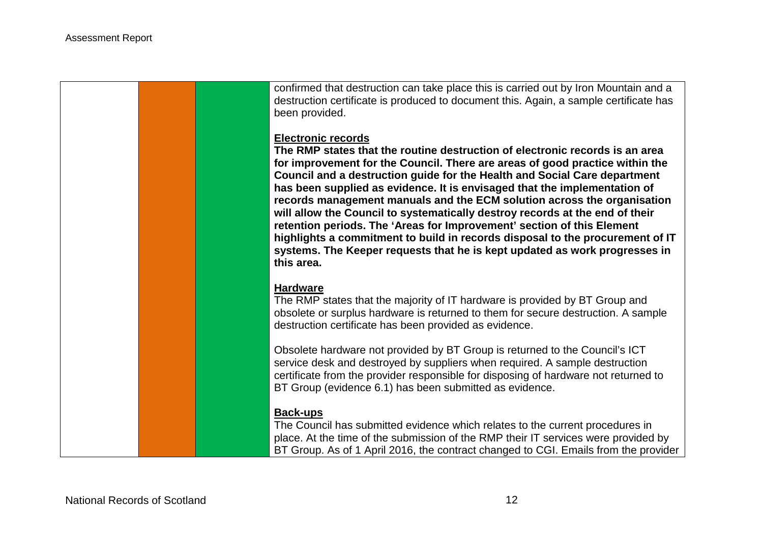| | | | |
|---|---|---|---|
| | | | confirmed that destruction can take place this is carried out by Iron Mountain and a destruction certificate is produced to document this. Again, a sample certificate has been provided.<br><br>**Electronic records**<br>**The RMP states that the routine destruction of electronic records is an area for improvement for the Council. There are areas of good practice within the Council and a destruction guide for the Health and Social Care department has been supplied as evidence. It is envisaged that the implementation of records management manuals and the ECM solution across the organisation will allow the Council to systematically destroy records at the end of their retention periods. The 'Areas for Improvement' section of this Element highlights a commitment to build in records disposal to the procurement of IT systems. The Keeper requests that he is kept updated as work progresses in this area.**<br><br>**Hardware**<br>The RMP states that the majority of IT hardware is provided by BT Group and obsolete or surplus hardware is returned to them for secure destruction. A sample destruction certificate has been provided as evidence.<br><br>Obsolete hardware not provided by BT Group is returned to the Council's ICT service desk and destroyed by suppliers when required. A sample destruction certificate from the provider responsible for disposing of hardware not returned to BT Group (evidence 6.1) has been submitted as evidence.<br><br>**Back-ups**<br>The Council has submitted evidence which relates to the current procedures in place. At the time of the submission of the RMP their IT services were provided by BT Group. As of 1 April 2016, the contract changed to CGI. Emails from the provider |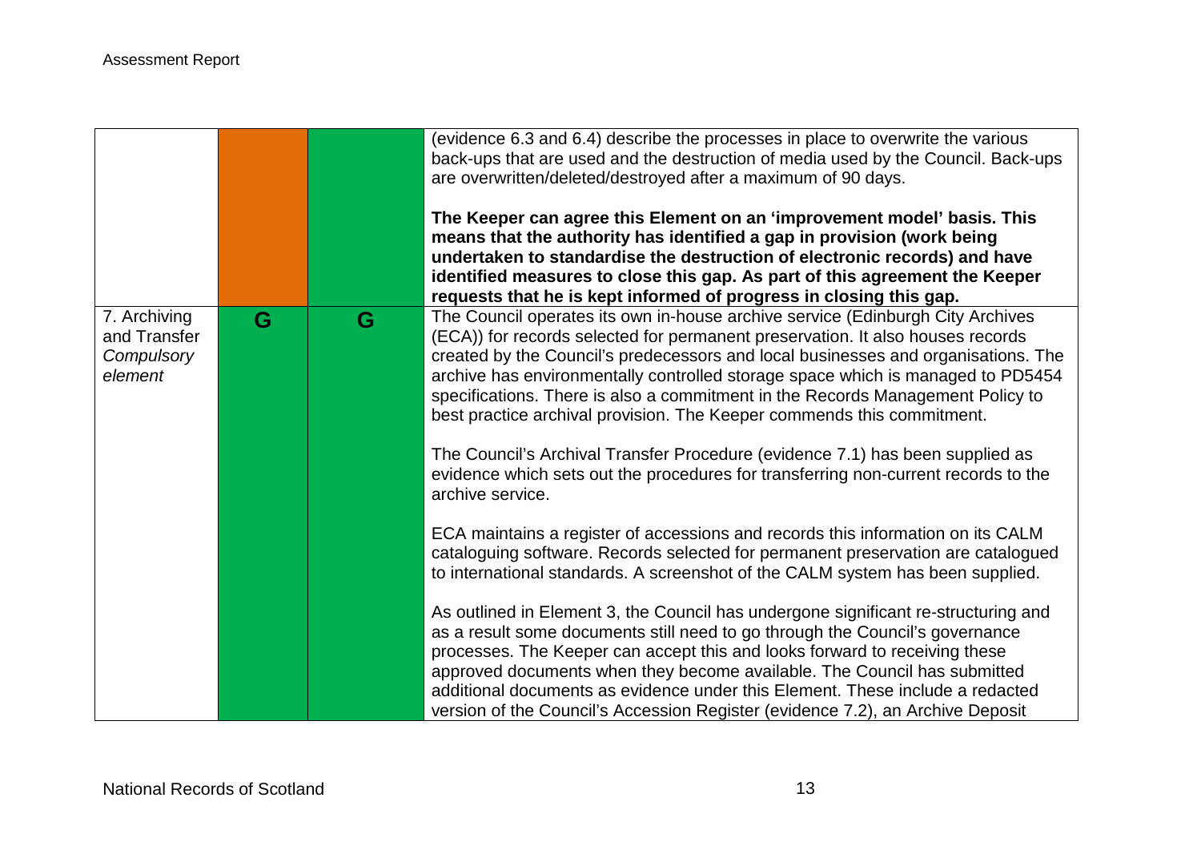| | | | |
|---|---|---|---|
| | | | (evidence 6.3 and 6.4) describe the processes in place to overwrite the various back-ups that are used and the destruction of media used by the Council. Back-ups are overwritten/deleted/destroyed after a maximum of 90 days.<br><br>**The Keeper can agree this Element on an 'improvement model' basis. This means that the authority has identified a gap in provision (work being undertaken to standardise the destruction of electronic records) and have identified measures to close this gap. As part of this agreement the Keeper requests that he is kept informed of progress in closing this gap.** |
| 7. Archiving and Transfer *Compulsory element* | G | G | The Council operates its own in-house archive service (Edinburgh City Archives (ECA)) for records selected for permanent preservation. It also houses records created by the Council's predecessors and local businesses and organisations. The archive has environmentally controlled storage space which is managed to PD5454 specifications. There is also a commitment in the Records Management Policy to best practice archival provision. The Keeper commends this commitment.<br><br>The Council's Archival Transfer Procedure (evidence 7.1) has been supplied as evidence which sets out the procedures for transferring non-current records to the archive service.<br><br>ECA maintains a register of accessions and records this information on its CALM cataloguing software. Records selected for permanent preservation are catalogued to international standards. A screenshot of the CALM system has been supplied.<br><br>As outlined in Element 3, the Council has undergone significant re-structuring and as a result some documents still need to go through the Council's governance processes. The Keeper can accept this and looks forward to receiving these approved documents when they become available. The Council has submitted additional documents as evidence under this Element. These include a redacted version of the Council's Accession Register (evidence 7.2), an Archive Deposit |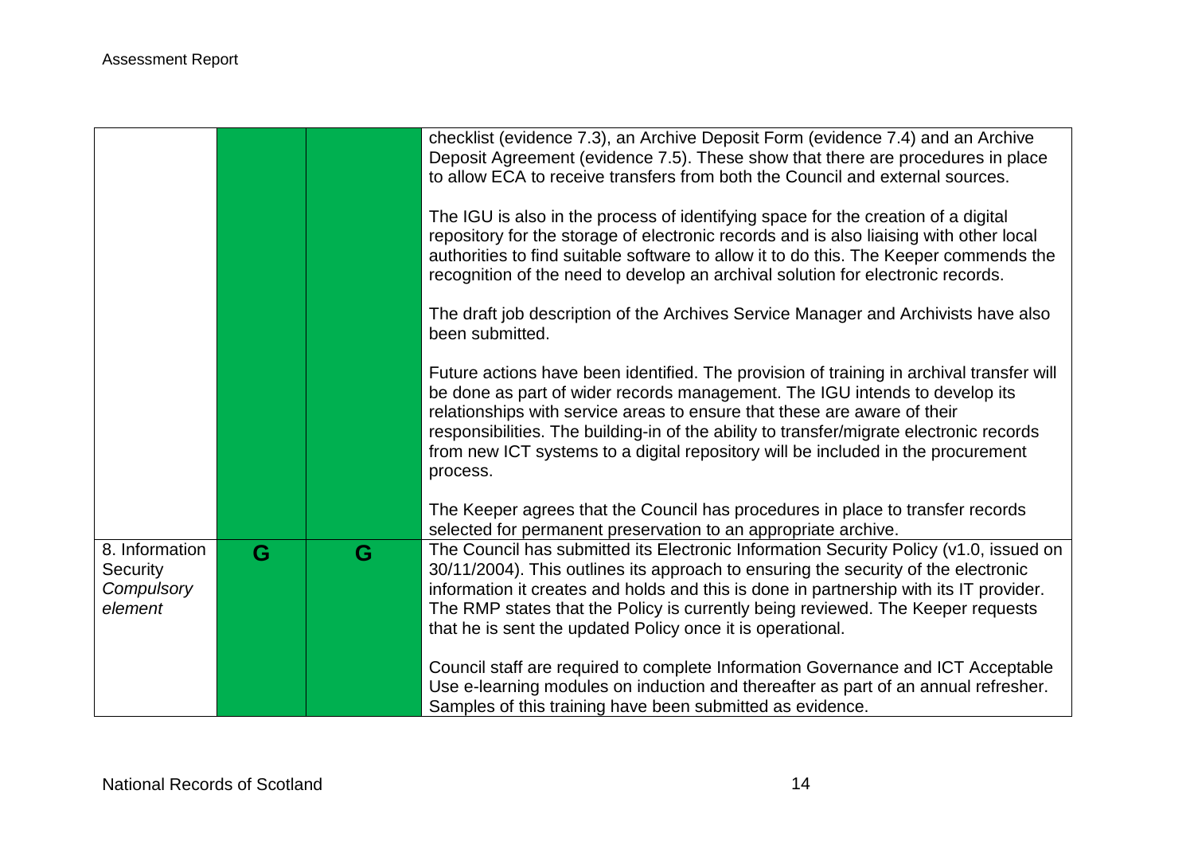| | | | |
|---|---|---|---|
| | | | checklist (evidence 7.3), an Archive Deposit Form (evidence 7.4) and an Archive Deposit Agreement (evidence 7.5). These show that there are procedures in place to allow ECA to receive transfers from both the Council and external sources.<br><br>The IGU is also in the process of identifying space for the creation of a digital repository for the storage of electronic records and is also liaising with other local authorities to find suitable software to allow it to do this. The Keeper commends the recognition of the need to develop an archival solution for electronic records.<br><br>The draft job description of the Archives Service Manager and Archivists have also been submitted.<br><br>Future actions have been identified. The provision of training in archival transfer will be done as part of wider records management. The IGU intends to develop its relationships with service areas to ensure that these are aware of their responsibilities. The building-in of the ability to transfer/migrate electronic records from new ICT systems to a digital repository will be included in the procurement process.<br><br>The Keeper agrees that the Council has procedures in place to transfer records selected for permanent preservation to an appropriate archive. |
| 8. Information Security *Compulsory element* | **G** | **G** | The Council has submitted its Electronic Information Security Policy (v1.0, issued on 30/11/2004). This outlines its approach to ensuring the security of the electronic information it creates and holds and this is done in partnership with its IT provider. The RMP states that the Policy is currently being reviewed. The Keeper requests that he is sent the updated Policy once it is operational.<br><br>Council staff are required to complete Information Governance and ICT Acceptable Use e-learning modules on induction and thereafter as part of an annual refresher. Samples of this training have been submitted as evidence. |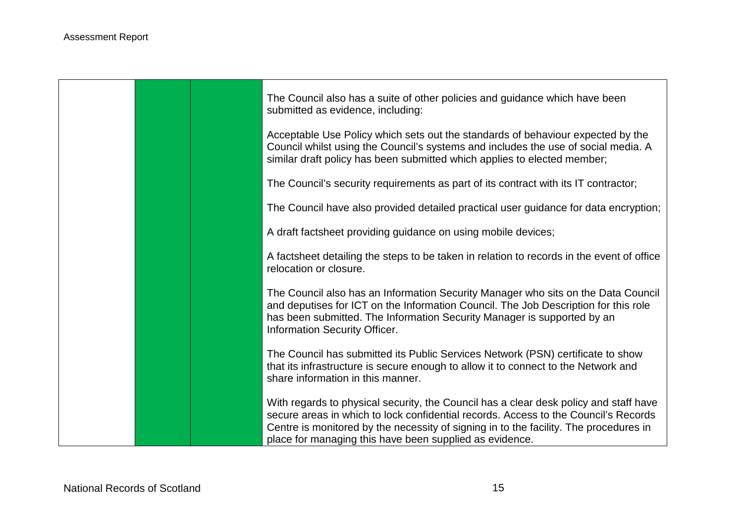| | | | |
|---|---|---|---|
| | | | The Council also has a suite of other policies and guidance which have been submitted as evidence, including:<br><br>Acceptable Use Policy which sets out the standards of behaviour expected by the Council whilst using the Council's systems and includes the use of social media. A similar draft policy has been submitted which applies to elected member;<br><br>The Council's security requirements as part of its contract with its IT contractor;<br><br>The Council have also provided detailed practical user guidance for data encryption;<br><br>A draft factsheet providing guidance on using mobile devices;<br><br>A factsheet detailing the steps to be taken in relation to records in the event of office relocation or closure.<br><br>The Council also has an Information Security Manager who sits on the Data Council and deputises for ICT on the Information Council. The Job Description for this role has been submitted. The Information Security Manager is supported by an Information Security Officer.<br><br>The Council has submitted its Public Services Network (PSN) certificate to show that its infrastructure is secure enough to allow it to connect to the Network and share information in this manner.<br><br>With regards to physical security, the Council has a clear desk policy and staff have secure areas in which to lock confidential records. Access to the Council's Records Centre is monitored by the necessity of signing in to the facility. The procedures in place for managing this have been supplied as evidence. |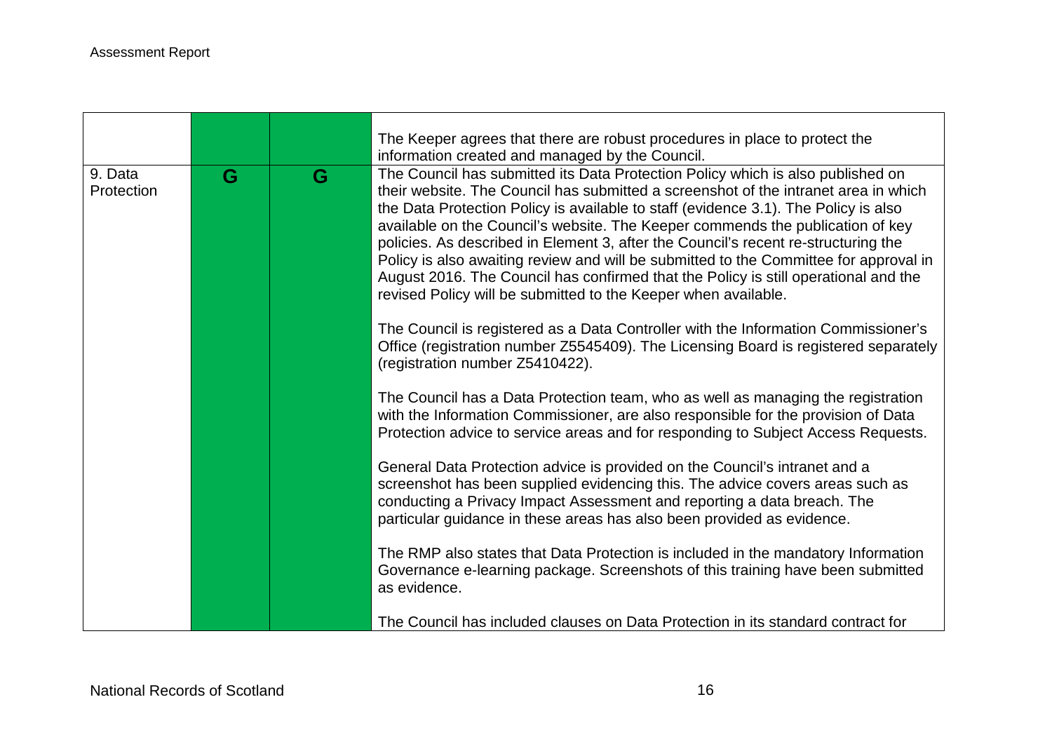| | | | |
|---|---|---|---|
| | | | The Keeper agrees that there are robust procedures in place to protect the information created and managed by the Council. |
| 9. Data Protection | G | G | The Council has submitted its Data Protection Policy which is also published on their website. The Council has submitted a screenshot of the intranet area in which the Data Protection Policy is available to staff (evidence 3.1). The Policy is also available on the Council's website. The Keeper commends the publication of key policies. As described in Element 3, after the Council's recent re-structuring the Policy is also awaiting review and will be submitted to the Committee for approval in August 2016. The Council has confirmed that the Policy is still operational and the revised Policy will be submitted to the Keeper when available.<br><br>The Council is registered as a Data Controller with the Information Commissioner's Office (registration number Z5545409). The Licensing Board is registered separately (registration number Z5410422).<br><br>The Council has a Data Protection team, who as well as managing the registration with the Information Commissioner, are also responsible for the provision of Data Protection advice to service areas and for responding to Subject Access Requests.<br><br>General Data Protection advice is provided on the Council's intranet and a screenshot has been supplied evidencing this. The advice covers areas such as conducting a Privacy Impact Assessment and reporting a data breach. The particular guidance in these areas has also been provided as evidence.<br><br>The RMP also states that Data Protection is included in the mandatory Information Governance e-learning package. Screenshots of this training have been submitted as evidence.<br><br>The Council has included clauses on Data Protection in its standard contract for |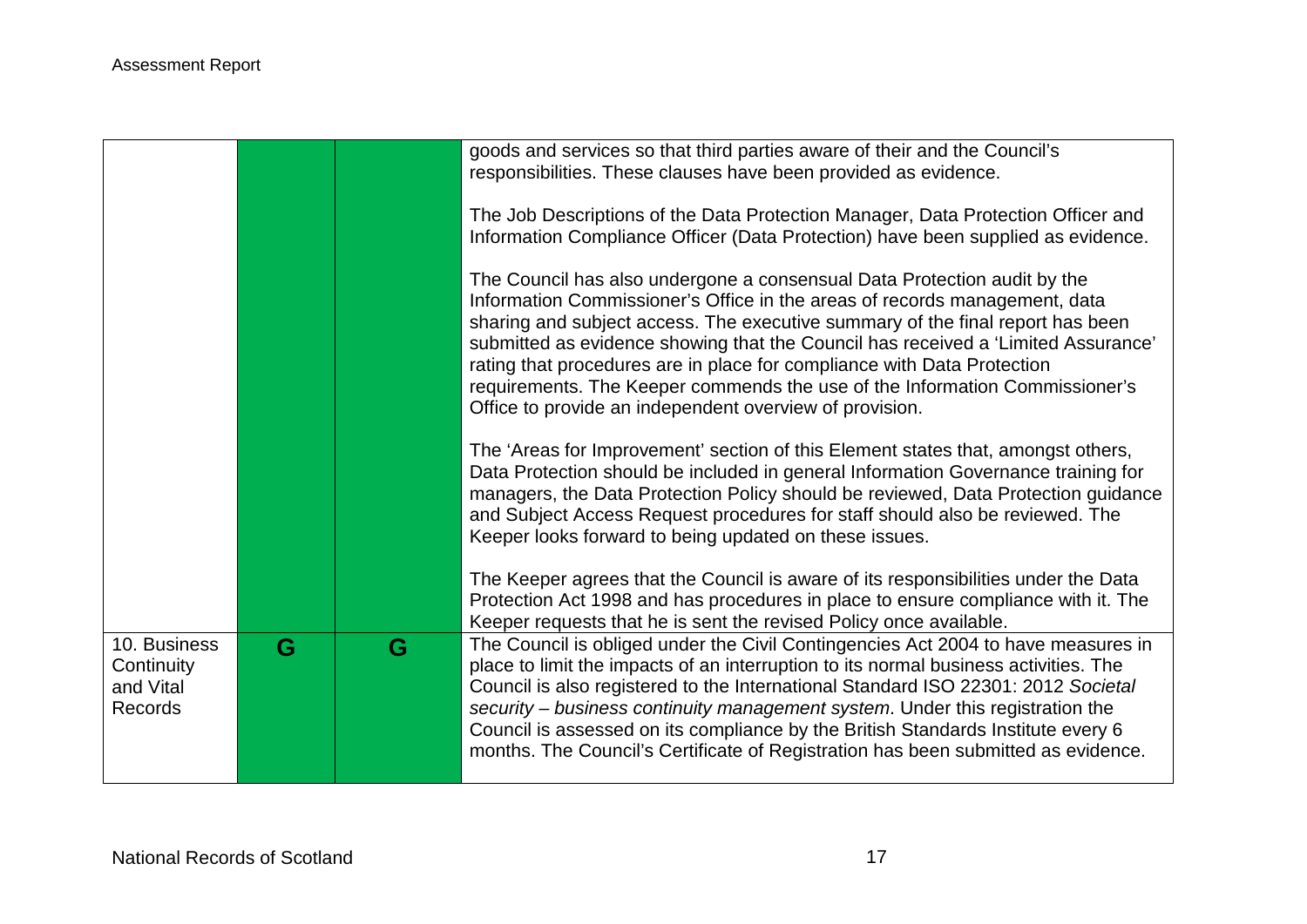| | | | |
|---|---|---|---|
| | | | goods and services so that third parties aware of their and the Council's responsibilities. These clauses have been provided as evidence.<br><br>The Job Descriptions of the Data Protection Manager, Data Protection Officer and Information Compliance Officer (Data Protection) have been supplied as evidence.<br><br>The Council has also undergone a consensual Data Protection audit by the Information Commissioner's Office in the areas of records management, data sharing and subject access. The executive summary of the final report has been submitted as evidence showing that the Council has received a 'Limited Assurance' rating that procedures are in place for compliance with Data Protection requirements. The Keeper commends the use of the Information Commissioner's Office to provide an independent overview of provision.<br><br>The 'Areas for Improvement' section of this Element states that, amongst others, Data Protection should be included in general Information Governance training for managers, the Data Protection Policy should be reviewed, Data Protection guidance and Subject Access Request procedures for staff should also be reviewed. The Keeper looks forward to being updated on these issues.<br><br>The Keeper agrees that the Council is aware of its responsibilities under the Data Protection Act 1998 and has procedures in place to ensure compliance with it. The Keeper requests that he is sent the revised Policy once available. |
| 10. Business Continuity and Vital Records | G | G | The Council is obliged under the Civil Contingencies Act 2004 to have measures in place to limit the impacts of an interruption to its normal business activities. The Council is also registered to the International Standard ISO 22301: 2012 *Societal security – business continuity management system*. Under this registration the Council is assessed on its compliance by the British Standards Institute every 6 months. The Council's Certificate of Registration has been submitted as evidence. |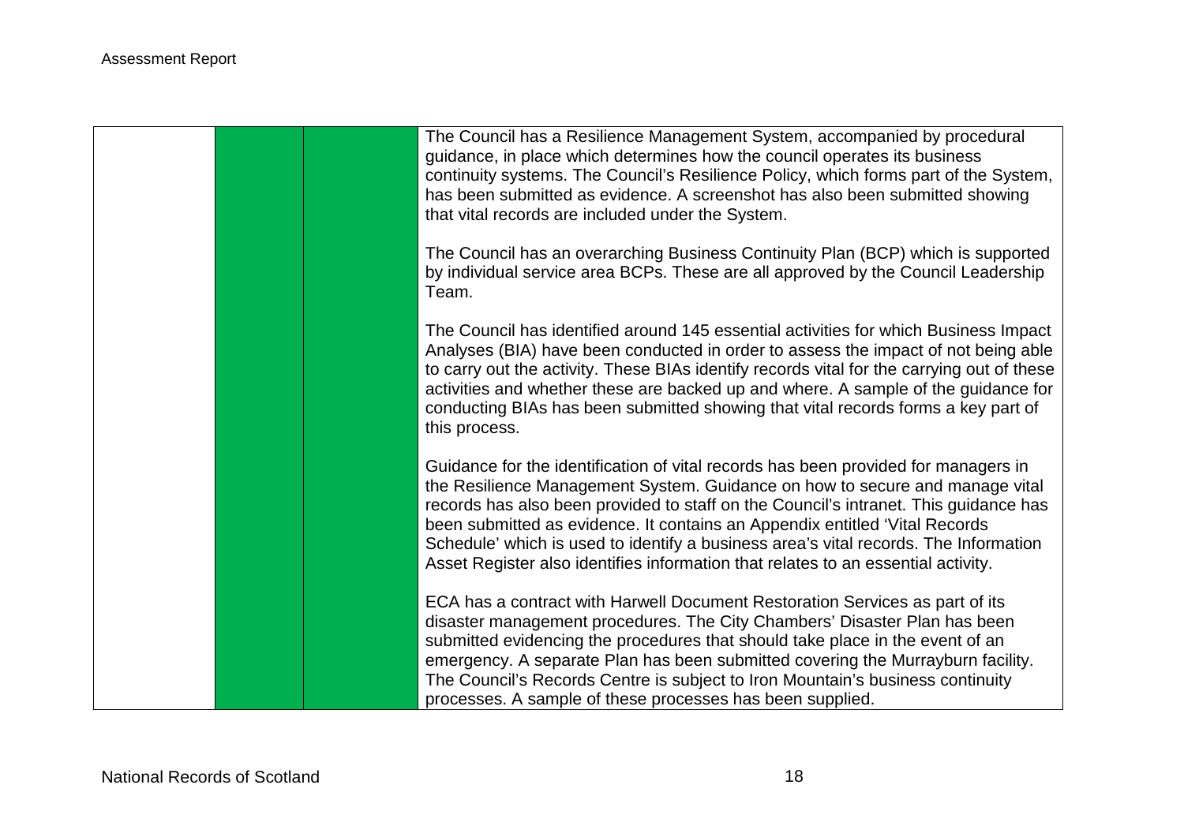|  |  |  | The Council has a Resilience Management System, accompanied by procedural guidance, in place which determines how the council operates its business continuity systems. The Council's Resilience Policy, which forms part of the System, has been submitted as evidence. A screenshot has also been submitted showing that vital records are included under the System.<br><br>The Council has an overarching Business Continuity Plan (BCP) which is supported by individual service area BCPs. These are all approved by the Council Leadership Team.<br><br>The Council has identified around 145 essential activities for which Business Impact Analyses (BIA) have been conducted in order to assess the impact of not being able to carry out the activity. These BIAs identify records vital for the carrying out of these activities and whether these are backed up and where. A sample of the guidance for conducting BIAs has been submitted showing that vital records forms a key part of this process.<br><br>Guidance for the identification of vital records has been provided for managers in the Resilience Management System. Guidance on how to secure and manage vital records has also been provided to staff on the Council's intranet. This guidance has been submitted as evidence. It contains an Appendix entitled 'Vital Records Schedule' which is used to identify a business area's vital records. The Information Asset Register also identifies information that relates to an essential activity.<br><br>ECA has a contract with Harwell Document Restoration Services as part of its disaster management procedures. The City Chambers' Disaster Plan has been submitted evidencing the procedures that should take place in the event of an emergency. A separate Plan has been submitted covering the Murrayburn facility. The Council's Records Centre is subject to Iron Mountain's business continuity processes. A sample of these processes has been supplied. |
|---|---|---|---|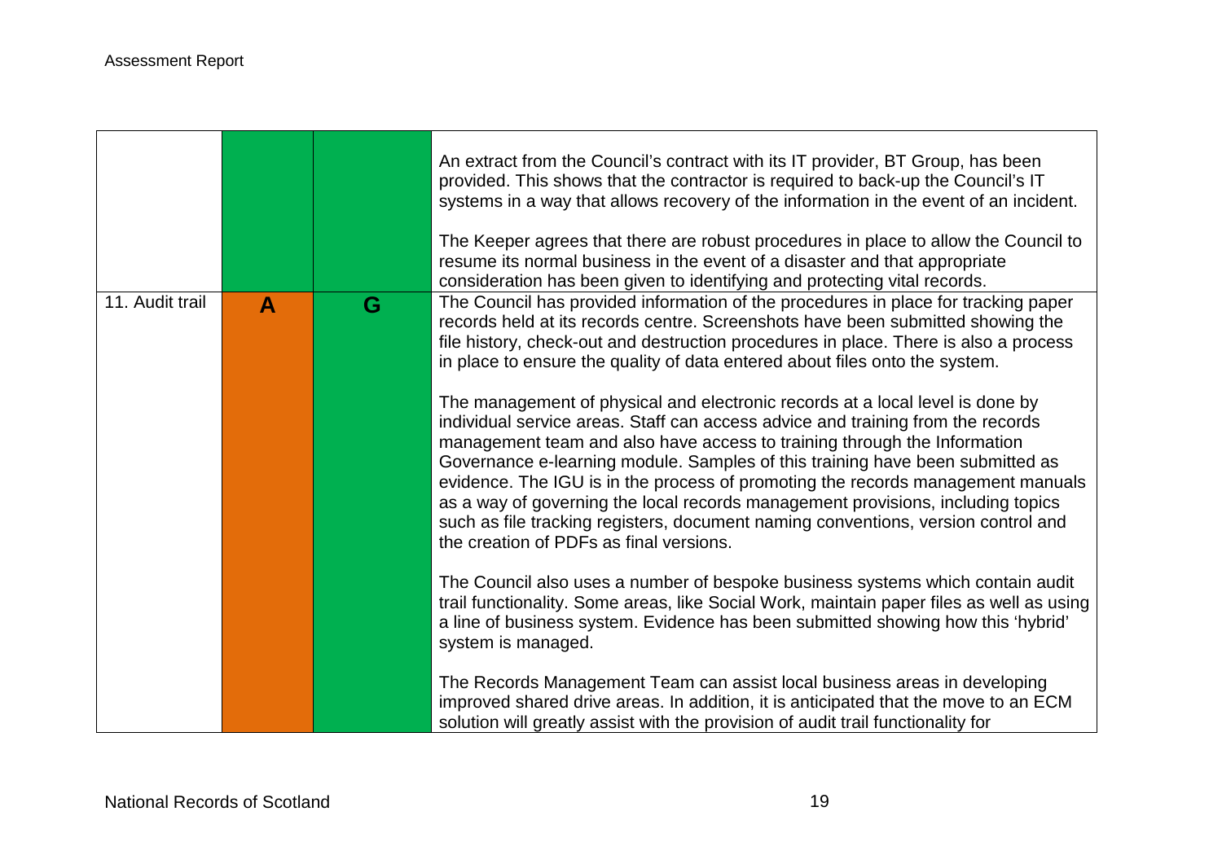| | | | |
|---|---|---|---|
| | | | An extract from the Council's contract with its IT provider, BT Group, has been provided. This shows that the contractor is required to back-up the Council's IT systems in a way that allows recovery of the information in the event of an incident.<br><br>The Keeper agrees that there are robust procedures in place to allow the Council to resume its normal business in the event of a disaster and that appropriate consideration has been given to identifying and protecting vital records. |
| 11. Audit trail | A | G | The Council has provided information of the procedures in place for tracking paper records held at its records centre. Screenshots have been submitted showing the file history, check-out and destruction procedures in place. There is also a process in place to ensure the quality of data entered about files onto the system.<br><br>The management of physical and electronic records at a local level is done by individual service areas. Staff can access advice and training from the records management team and also have access to training through the Information Governance e-learning module. Samples of this training have been submitted as evidence. The IGU is in the process of promoting the records management manuals as a way of governing the local records management provisions, including topics such as file tracking registers, document naming conventions, version control and the creation of PDFs as final versions.<br><br>The Council also uses a number of bespoke business systems which contain audit trail functionality. Some areas, like Social Work, maintain paper files as well as using a line of business system. Evidence has been submitted showing how this 'hybrid' system is managed.<br><br>The Records Management Team can assist local business areas in developing improved shared drive areas. In addition, it is anticipated that the move to an ECM solution will greatly assist with the provision of audit trail functionality for |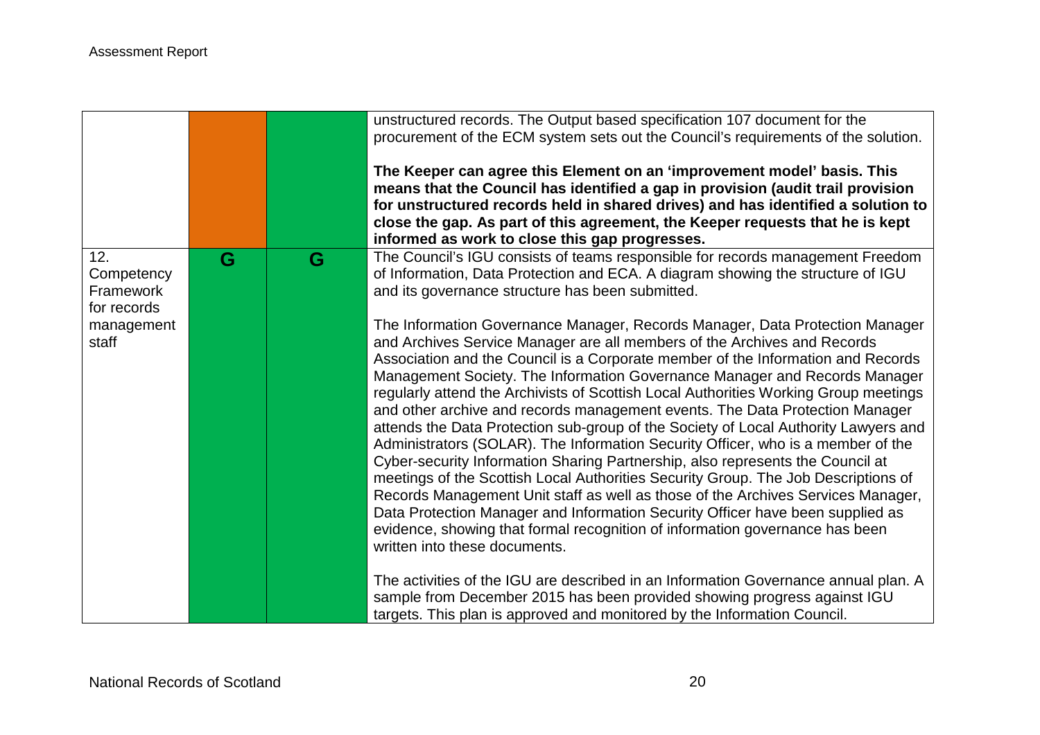| | | | |
|---|---|---|---|
| | | | unstructured records. The Output based specification 107 document for the procurement of the ECM system sets out the Council's requirements of the solution.<br><br>**The Keeper can agree this Element on an 'improvement model' basis. This means that the Council has identified a gap in provision (audit trail provision for unstructured records held in shared drives) and has identified a solution to close the gap. As part of this agreement, the Keeper requests that he is kept informed as work to close this gap progresses.** |
| 12. Competency Framework for records management staff | G | G | The Council's IGU consists of teams responsible for records management Freedom of Information, Data Protection and ECA. A diagram showing the structure of IGU and its governance structure has been submitted.<br><br>The Information Governance Manager, Records Manager, Data Protection Manager and Archives Service Manager are all members of the Archives and Records Association and the Council is a Corporate member of the Information and Records Management Society. The Information Governance Manager and Records Manager regularly attend the Archivists of Scottish Local Authorities Working Group meetings and other archive and records management events. The Data Protection Manager attends the Data Protection sub-group of the Society of Local Authority Lawyers and Administrators (SOLAR). The Information Security Officer, who is a member of the Cyber-security Information Sharing Partnership, also represents the Council at meetings of the Scottish Local Authorities Security Group. The Job Descriptions of Records Management Unit staff as well as those of the Archives Services Manager, Data Protection Manager and Information Security Officer have been supplied as evidence, showing that formal recognition of information governance has been written into these documents.<br><br>The activities of the IGU are described in an Information Governance annual plan. A sample from December 2015 has been provided showing progress against IGU targets. This plan is approved and monitored by the Information Council. |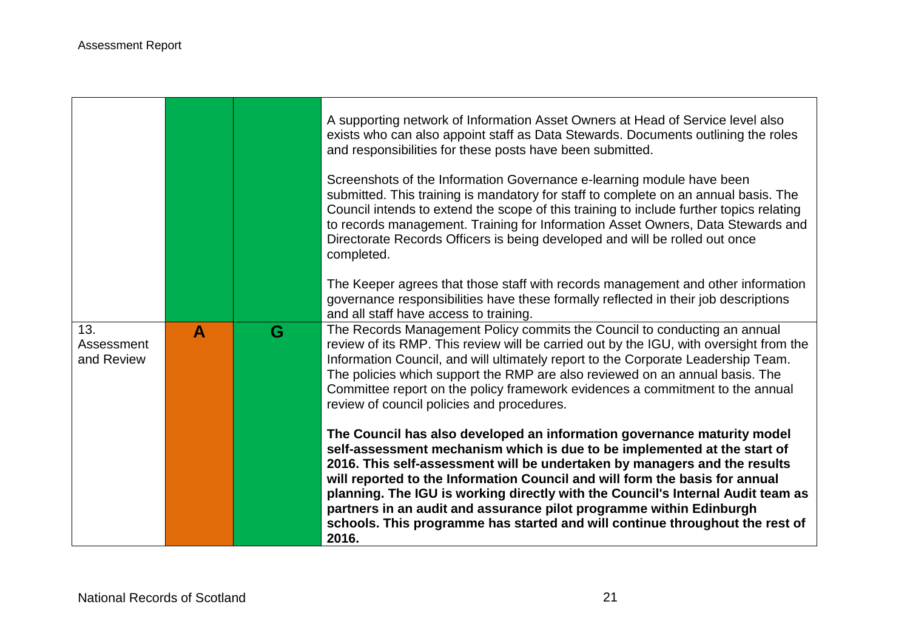| | | | |
|---|---|---|---|
| | | | A supporting network of Information Asset Owners at Head of Service level also exists who can also appoint staff as Data Stewards. Documents outlining the roles and responsibilities for these posts have been submitted.<br><br>Screenshots of the Information Governance e-learning module have been submitted. This training is mandatory for staff to complete on an annual basis. The Council intends to extend the scope of this training to include further topics relating to records management. Training for Information Asset Owners, Data Stewards and Directorate Records Officers is being developed and will be rolled out once completed.<br><br>The Keeper agrees that those staff with records management and other information governance responsibilities have these formally reflected in their job descriptions and all staff have access to training. |
| 13. Assessment and Review | A | G | The Records Management Policy commits the Council to conducting an annual review of its RMP. This review will be carried out by the IGU, with oversight from the Information Council, and will ultimately report to the Corporate Leadership Team. The policies which support the RMP are also reviewed on an annual basis. The Committee report on the policy framework evidences a commitment to the annual review of council policies and procedures.<br><br>**The Council has also developed an information governance maturity model self-assessment mechanism which is due to be implemented at the start of 2016. This self-assessment will be undertaken by managers and the results will reported to the Information Council and will form the basis for annual planning. The IGU is working directly with the Council's Internal Audit team as partners in an audit and assurance pilot programme within Edinburgh schools. This programme has started and will continue throughout the rest of 2016.** |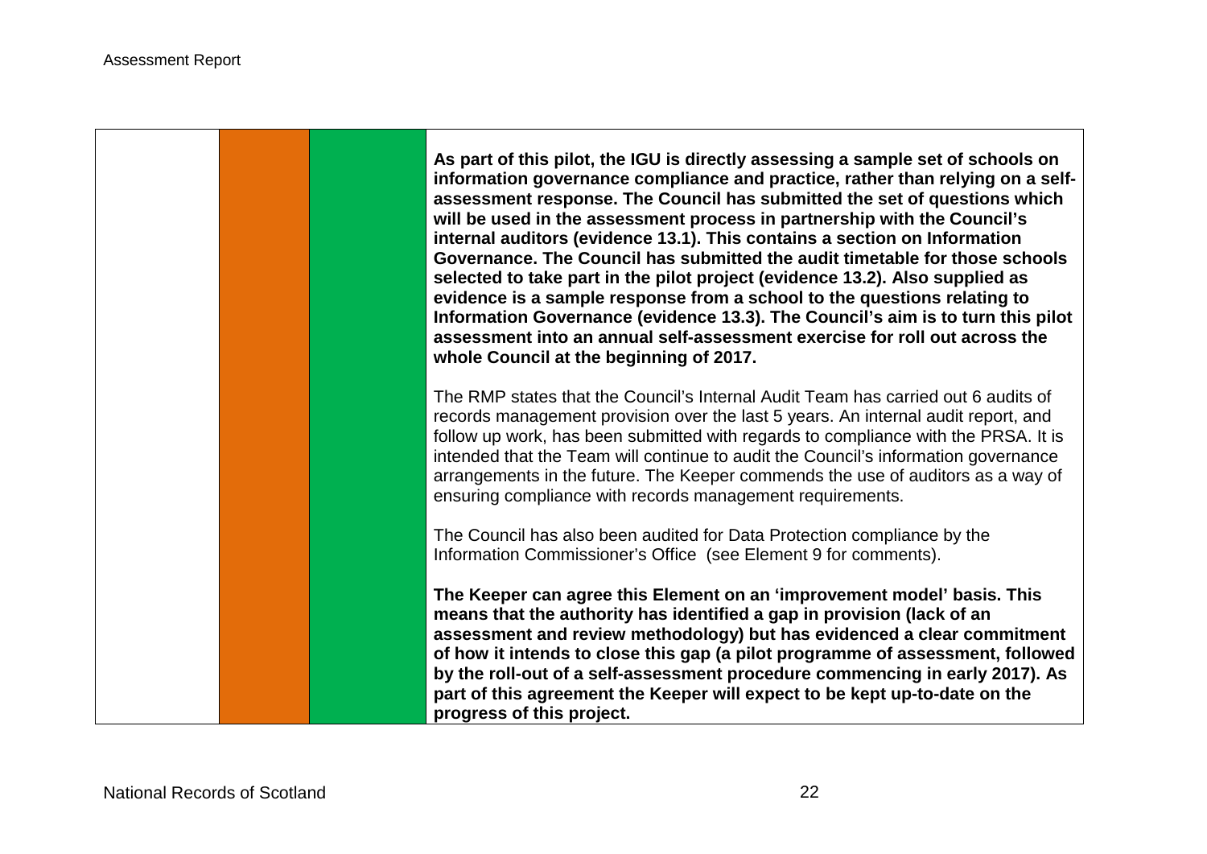| | | | |
|---|---|---|---|
| | | | **As part of this pilot, the IGU is directly assessing a sample set of schools on information governance compliance and practice, rather than relying on a self-assessment response. The Council has submitted the set of questions which will be used in the assessment process in partnership with the Council's internal auditors (evidence 13.1). This contains a section on Information Governance. The Council has submitted the audit timetable for those schools selected to take part in the pilot project (evidence 13.2). Also supplied as evidence is a sample response from a school to the questions relating to Information Governance (evidence 13.3). The Council's aim is to turn this pilot assessment into an annual self-assessment exercise for roll out across the whole Council at the beginning of 2017.**<br><br>The RMP states that the Council's Internal Audit Team has carried out 6 audits of records management provision over the last 5 years. An internal audit report, and follow up work, has been submitted with regards to compliance with the PRSA. It is intended that the Team will continue to audit the Council's information governance arrangements in the future. The Keeper commends the use of auditors as a way of ensuring compliance with records management requirements.<br><br>The Council has also been audited for Data Protection compliance by the Information Commissioner's Office (see Element 9 for comments).<br><br>**The Keeper can agree this Element on an 'improvement model' basis. This means that the authority has identified a gap in provision (lack of an assessment and review methodology) but has evidenced a clear commitment of how it intends to close this gap (a pilot programme of assessment, followed by the roll-out of a self-assessment procedure commencing in early 2017). As part of this agreement the Keeper will expect to be kept up-to-date on the progress of this project.** |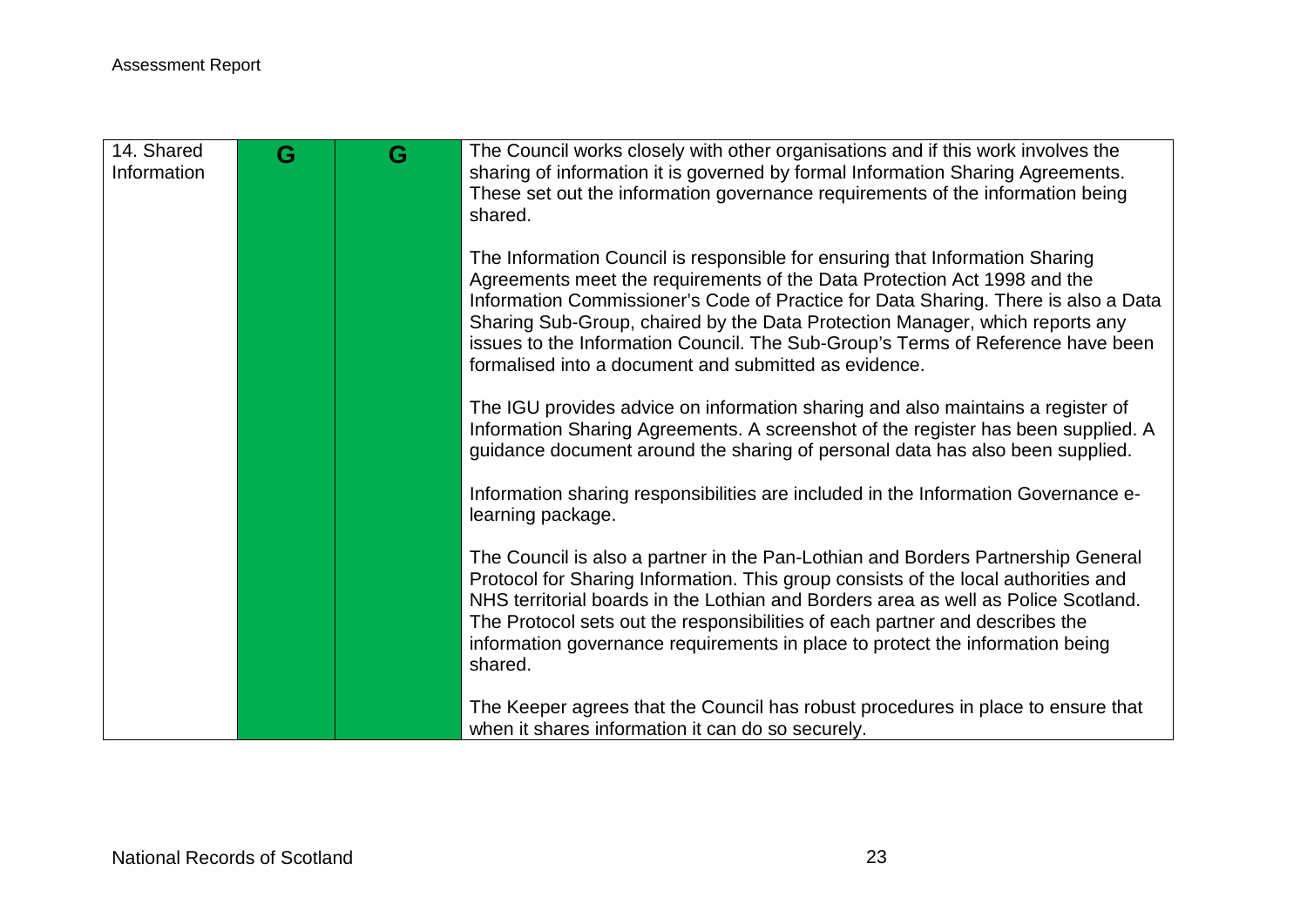| | | | |
|---|---|---|---|
| 14. Shared Information | G | G | The Council works closely with other organisations and if this work involves the sharing of information it is governed by formal Information Sharing Agreements. These set out the information governance requirements of the information being shared.<br><br>The Information Council is responsible for ensuring that Information Sharing Agreements meet the requirements of the Data Protection Act 1998 and the Information Commissioner's Code of Practice for Data Sharing. There is also a Data Sharing Sub-Group, chaired by the Data Protection Manager, which reports any issues to the Information Council. The Sub-Group's Terms of Reference have been formalised into a document and submitted as evidence.<br><br>The IGU provides advice on information sharing and also maintains a register of Information Sharing Agreements. A screenshot of the register has been supplied. A guidance document around the sharing of personal data has also been supplied.<br><br>Information sharing responsibilities are included in the Information Governance e-learning package.<br><br>The Council is also a partner in the Pan-Lothian and Borders Partnership General Protocol for Sharing Information. This group consists of the local authorities and NHS territorial boards in the Lothian and Borders area as well as Police Scotland. The Protocol sets out the responsibilities of each partner and describes the information governance requirements in place to protect the information being shared.<br><br>The Keeper agrees that the Council has robust procedures in place to ensure that when it shares information it can do so securely. |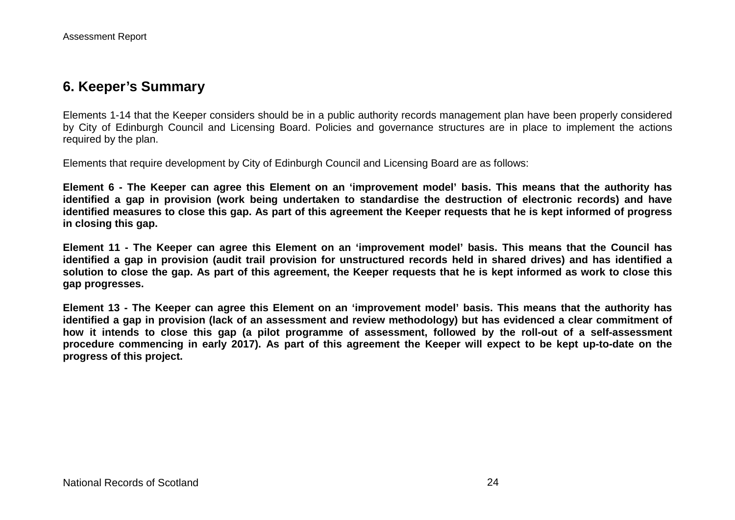## 6. Keeper's Summary

Elements 1-14 that the Keeper considers should be in a public authority records management plan have been properly considered by City of Edinburgh Council and Licensing Board. Policies and governance structures are in place to implement the actions required by the plan.

Elements that require development by City of Edinburgh Council and Licensing Board are as follows:

**Element 6 - The Keeper can agree this Element on an 'improvement model' basis. This means that the authority has identified a gap in provision (work being undertaken to standardise the destruction of electronic records) and have identified measures to close this gap. As part of this agreement the Keeper requests that he is kept informed of progress in closing this gap.**

**Element 11 - The Keeper can agree this Element on an 'improvement model' basis. This means that the Council has identified a gap in provision (audit trail provision for unstructured records held in shared drives) and has identified a solution to close the gap. As part of this agreement, the Keeper requests that he is kept informed as work to close this gap progresses.**

**Element 13 - The Keeper can agree this Element on an 'improvement model' basis. This means that the authority has identified a gap in provision (lack of an assessment and review methodology) but has evidenced a clear commitment of how it intends to close this gap (a pilot programme of assessment, followed by the roll-out of a self-assessment procedure commencing in early 2017). As part of this agreement the Keeper will expect to be kept up-to-date on the progress of this project.**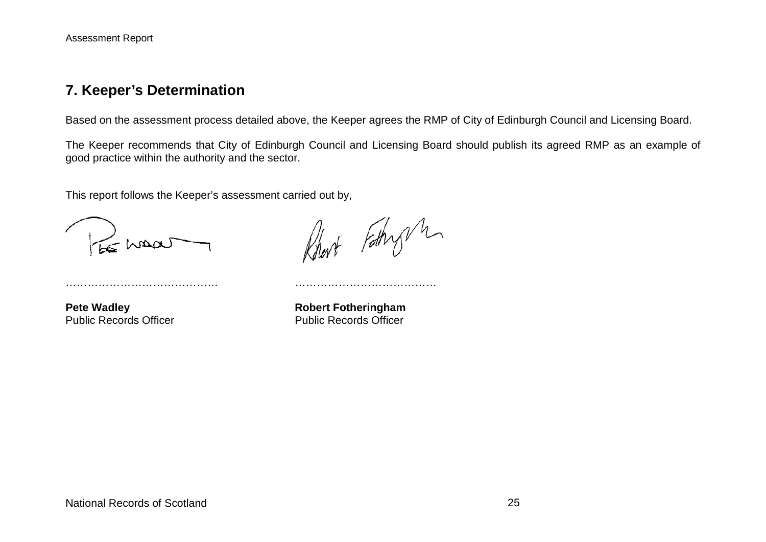## 7. Keeper's Determination

Based on the assessment process detailed above, the Keeper agrees the RMP of City of Edinburgh Council and Licensing Board.

The Keeper recommends that City of Edinburgh Council and Licensing Board should publish its agreed RMP as an example of good practice within the authority and the sector.

This report follows the Keeper's assessment carried out by,

…………………………………… ……………………………………

**Pete Wadley**
Public Records Officer

**Robert Fotheringham**
Public Records Officer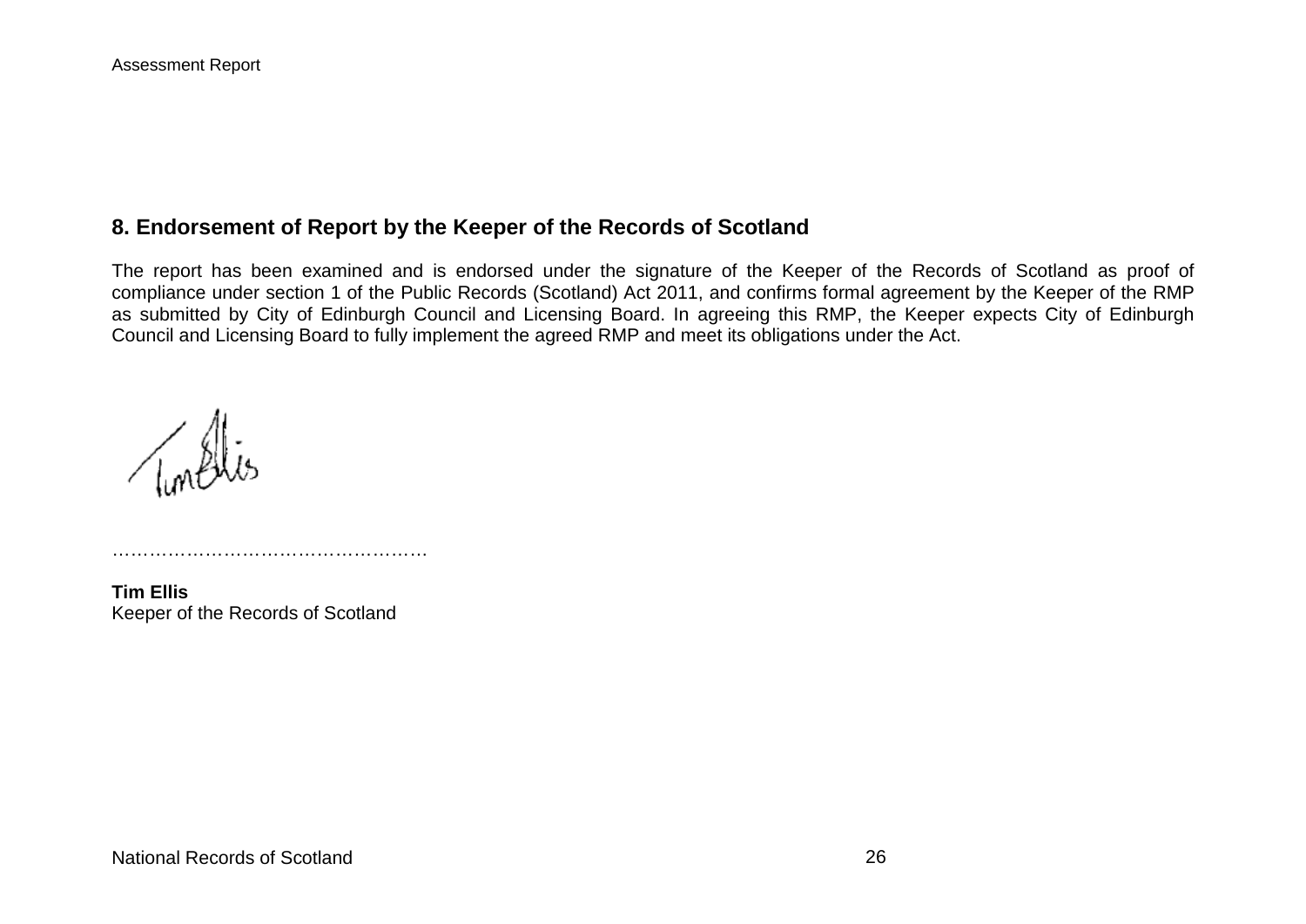## 8. Endorsement of Report by the Keeper of the Records of Scotland

The report has been examined and is endorsed under the signature of the Keeper of the Records of Scotland as proof of compliance under section 1 of the Public Records (Scotland) Act 2011, and confirms formal agreement by the Keeper of the RMP as submitted by City of Edinburgh Council and Licensing Board. In agreeing this RMP, the Keeper expects City of Edinburgh Council and Licensing Board to fully implement the agreed RMP and meet its obligations under the Act.

……………………………………………

**Tim Ellis**
Keeper of the Records of Scotland